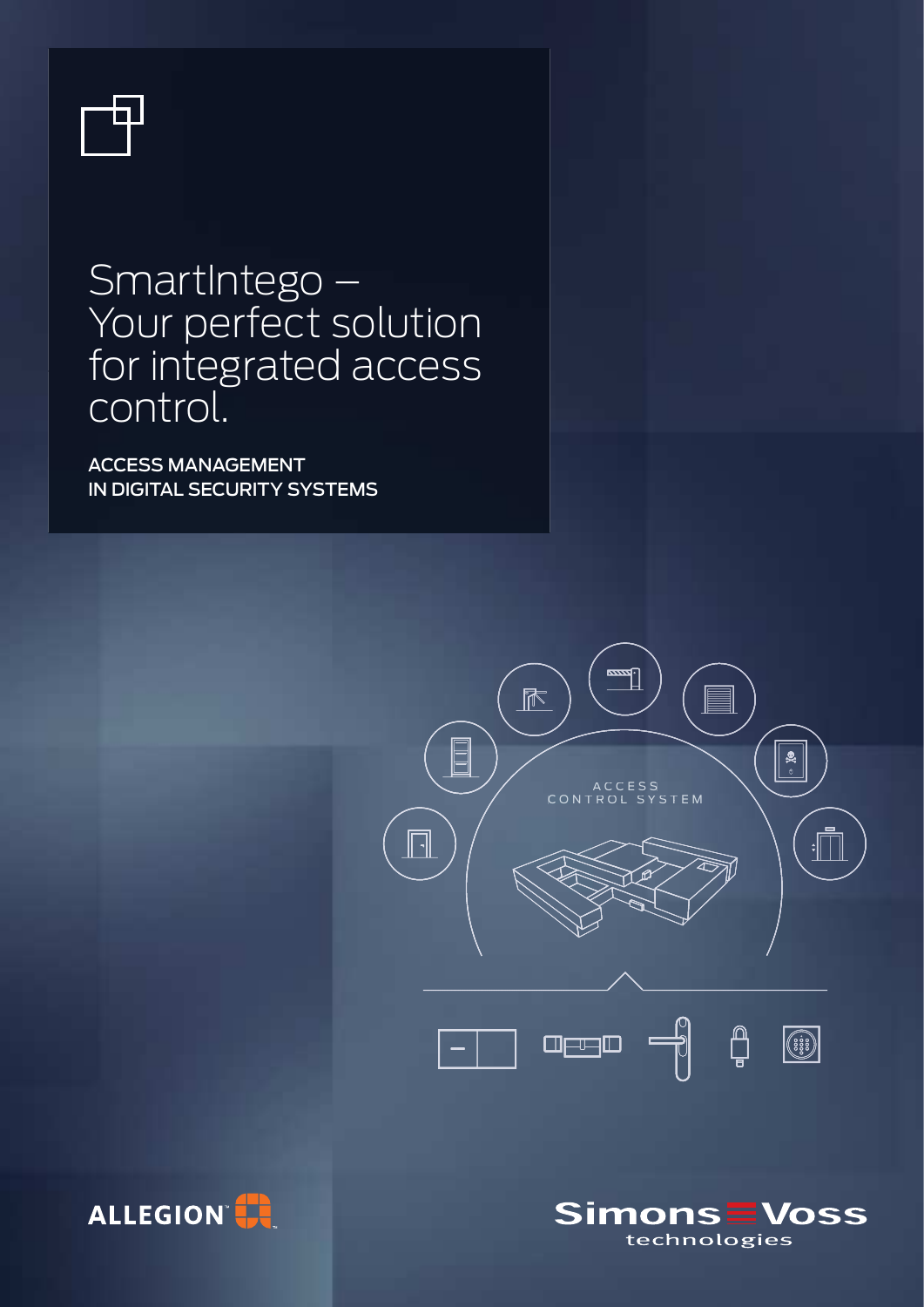# SmartIntego – Your perfect solution for integrated access control.

**ACCESS MANAGEMENT IN DIGITAL SECURITY SYSTEMS**

ACCESS CONTROL SYSTEM

ALLEGION

SimonsVoss technologies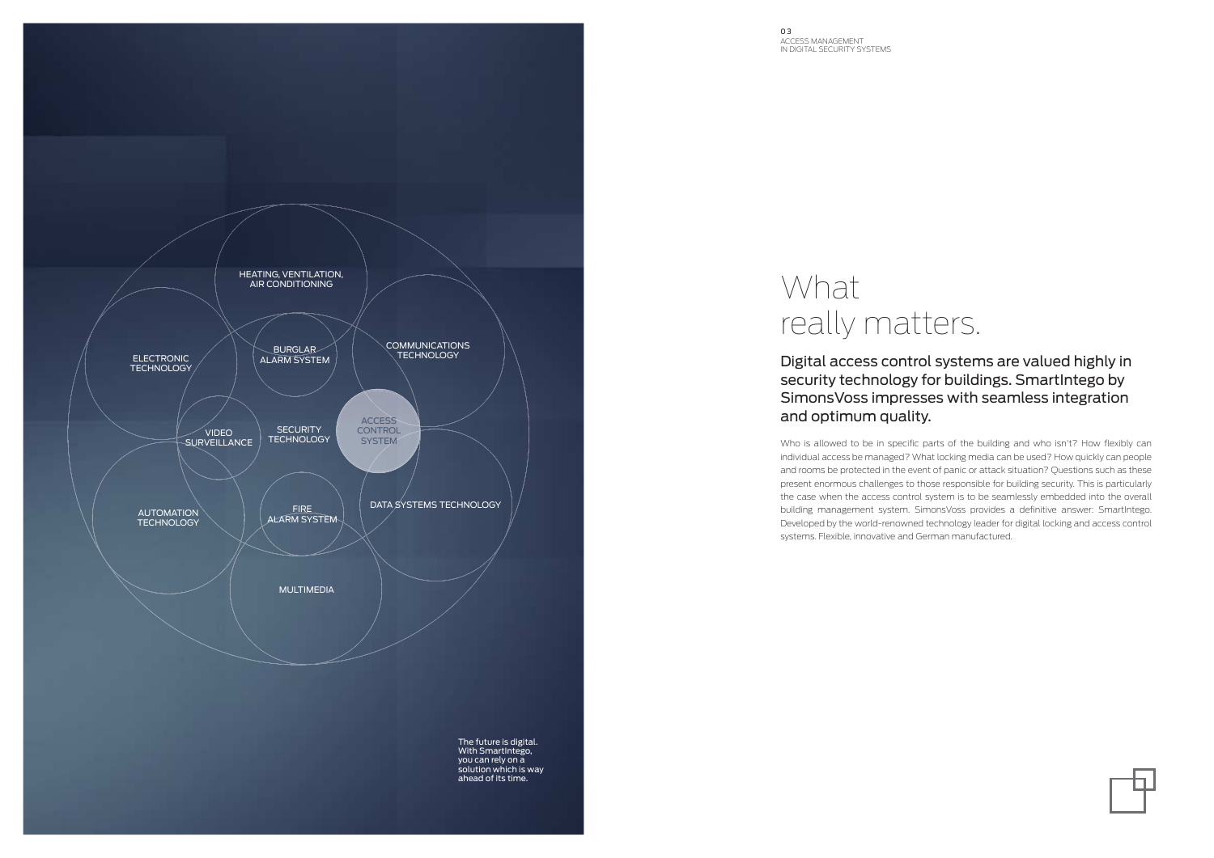# What really matters.

## Digital access control systems are valued highly in security technology for buildings. SmartIntego by SimonsVoss impresses with seamless integration and optimum quality.

Who is allowed to be in specific parts of the building and who isn't? How flexibly can individual access be managed? What locking media can be used? How quickly can people and rooms be protected in the event of panic or attack situation? Questions such as these present enormous challenges to those responsible for building security. This is particularly the case when the access control system is to be seamlessly embedded into the overall building management system. SimonsVoss provides a definitive answer: SmartIntego. Developed by the world-renowned technology leader for digital locking and access control systems. Flexible, innovative and German manufactured.

HEATING, VENTILATION, AIR CONDITIONING

ELECTRONIC TECHNOLOGY

BURGLAR ALARM SYSTEM

COMMUNICATIONS TECHNOLOGY

VIDEO SURVEILLANCE

SECURITY TECHNOLOGY

ACCESS CONTROL SYSTEM

AUTOMATION TECHNOLOGY

FIRE ALARM SYSTEM

DATA SYSTEMS TECHNOLOGY

MULTIMEDIA

The future is digital. With SmartIntego, you can rely on a solution which is way ahead of its time.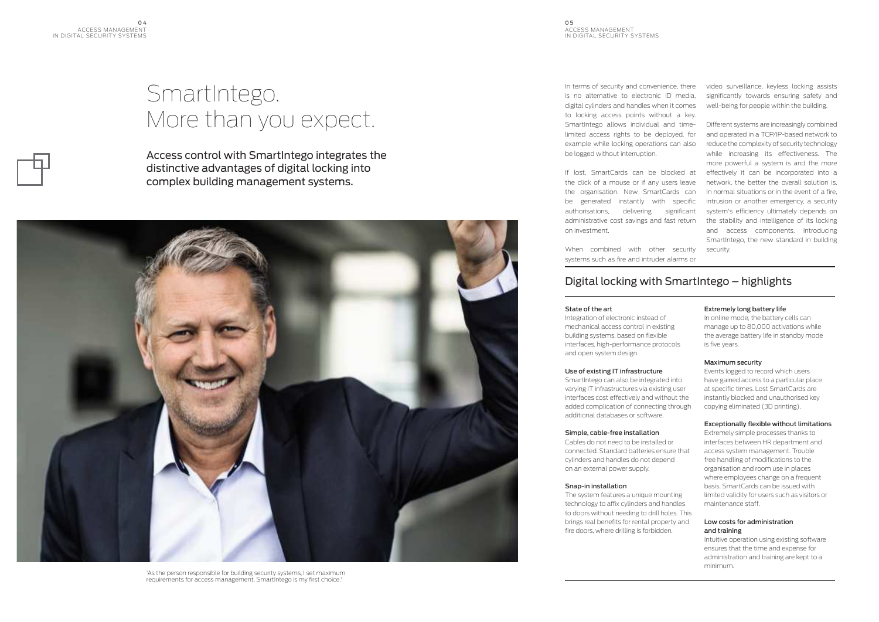# SmartIntego. More than you expect.

## Access control with SmartIntego integrates the distinctive advantages of digital locking into complex building management systems.

'As the person responsible for building security systems, I set maximum requirements for access management. SmartIntego is my first choice.'

In terms of security and convenience, there is no alternative to electronic ID media, digital cylinders and handles when it comes to locking access points without a key. SmartIntego allows individual and time-limited access rights to be deployed, for example while locking operations can also be logged without interruption.

If lost, SmartCards can be blocked at the click of a mouse or if any users leave the organisation. New SmartCards can be generated instantly with specific authorisations, delivering significant administrative cost savings and fast return on investment.

When combined with other security systems such as fire and intruder alarms or video surveillance, keyless locking assists significantly towards ensuring safety and well-being for people within the building.

Different systems are increasingly combined and operated in a TCP/IP-based network to reduce the complexity of security technology while increasing its effectiveness. The more powerful a system is and the more effectively it can be incorporated into a network, the better the overall solution is. In normal situations or in the event of a fire, intrusion or another emergency, a security system's efficiency ultimately depends on the stability and intelligence of its locking and access components. Introducing SmartIntego, the new standard in building security.

## Digital locking with SmartIntego – highlights

**State of the art**
Integration of electronic instead of mechanical access control in existing building systems, based on flexible interfaces, high-performance protocols and open system design.

**Use of existing IT infrastructure**
SmartIntego can also be integrated into varying IT infrastructures via existing user interfaces cost effectively and without the added complication of connecting through additional databases or software.

**Simple, cable-free installation**
Cables do not need to be installed or connected. Standard batteries ensure that cylinders and handles do not depend on an external power supply.

**Snap-in installation**
The system features a unique mounting technology to affix cylinders and handles to doors without needing to drill holes. This brings real benefits for rental property and fire doors, where drilling is forbidden.

**Extremely long battery life**
In online mode, the battery cells can manage up to 80,000 activations while the average battery life in standby mode is five years.

**Maximum security**
Events logged to record which users have gained access to a particular place at specific times. Lost SmartCards are instantly blocked and unauthorised key copying eliminated (3D printing).

**Exceptionally flexible without limitations**
Extremely simple processes thanks to interfaces between HR department and access system management. Trouble free handling of modifications to the organisation and room use in places where employees change on a frequent basis. SmartCards can be issued with limited validity for users such as visitors or maintenance staff.

**Low costs for administration and training**
Intuitive operation using existing software ensures that the time and expense for administration and training are kept to a minimum.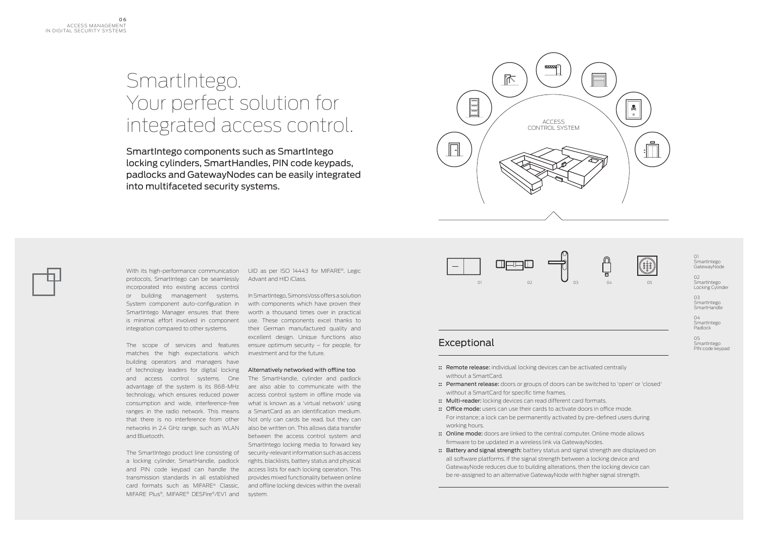# SmartIntego. Your perfect solution for integrated access control.

SmartIntego components such as SmartIntego locking cylinders, SmartHandles, PIN code keypads, padlocks and GatewayNodes can be easily integrated into multifaceted security systems.

ACCESS CONTROL SYSTEM

With its high-performance communication protocols, SmartIntego can be seamlessly incorporated into existing access control or building management systems. System component auto-configuration in SmartIntego Manager ensures that there is minimal effort involved in component integration compared to other systems.

The scope of services and features matches the high expectations which building operators and managers have of technology leaders for digital locking and access control systems. One advantage of the system is its 868-MHz technology, which ensures reduced power consumption and wide, interference-free ranges in the radio network. This means that there is no interference from other networks in 2.4 GHz range, such as WLAN and Bluetooth.

The SmartIntego product line consisting of a locking cylinder, SmartHandle, padlock and PIN code keypad can handle the transmission standards in all established card formats such as MIFARE® Classic, MIFARE Plus®, MIFARE® DESFire®/EV1 and UID as per ISO 14443 for MIFARE®, Legic Advant and HID iClass.

In SmartIntego, SimonsVoss offers a solution with components which have proven their worth a thousand times over in practical use. These components excel thanks to their German manufactured quality and excellent design. Unique functions also ensure optimum security – for people, for investment and for the future.

**Alternatively networked with offline too**

The SmartHandle, cylinder and padlock are also able to communicate with the access control system in offline mode via what is known as a 'virtual network' using a SmartCard as an identification medium. Not only can cards be read, but they can also be written on. This allows data transfer between the access control system and SmartIntego locking media to forward key security-relevant information such as access rights, blacklists, battery status and physical access lists for each locking operation. This provides mixed functionality between online and offline locking devices within the overall system.

01 SmartIntego GatewayNode

02 SmartIntego Locking Cylinder

03 SmartIntego SmartHandle

04 SmartIntego Padlock

05 SmartIntego PIN code keypad

## Exceptional

- **Remote release:** individual locking devices can be activated centrally without a SmartCard.
- **Permanent release:** doors or groups of doors can be switched to 'open' or 'closed' without a SmartCard for specific time frames.
- **Multi-reader:** locking devices can read different card formats.
- **Office mode:** users can use their cards to activate doors in office mode. For instance; a lock can be permanently activated by pre-defined users during working hours.
- **Online mode:** doors are linked to the central computer. Online mode allows firmware to be updated in a wireless link via GatewayNodes.
- **Battery and signal strength:** battery status and signal strength are displayed on all software platforms. If the signal strength between a locking device and GatewayNode reduces due to building alterations, then the locking device can be re-assigned to an alternative GatewayNode with higher signal strength.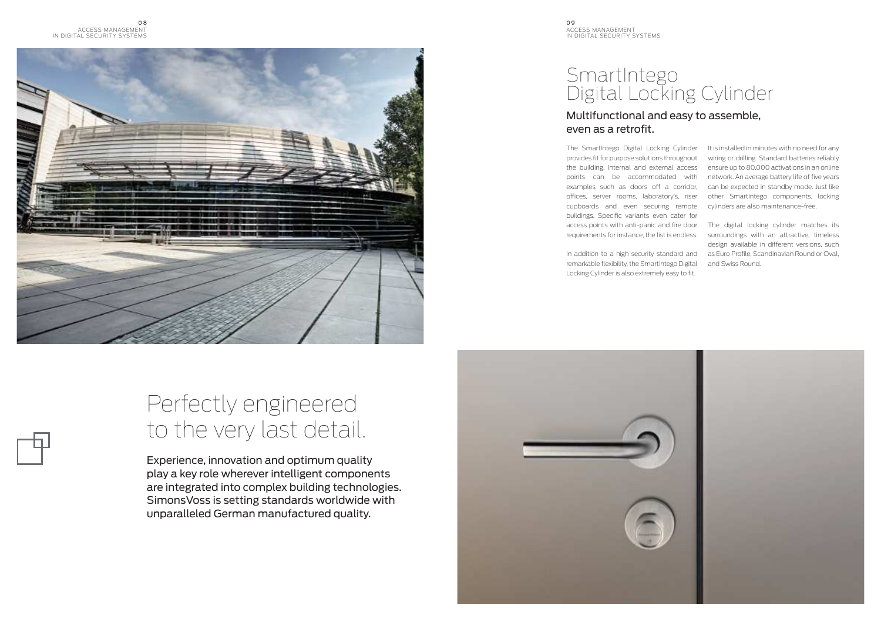# SmartIntego Digital Locking Cylinder

## Multifunctional and easy to assemble, even as a retrofit.

The SmartIntego Digital Locking Cylinder provides fit for purpose solutions throughout the building. Internal and external access points can be accommodated with examples such as doors off a corridor, offices, server rooms, laboratory's, riser cupboards and even securing remote buildings. Specific variants even cater for access points with anti-panic and fire door requirements for instance, the list is endless.

In addition to a high security standard and remarkable flexibility, the SmartIntego Digital Locking Cylinder is also extremely easy to fit.

It is installed in minutes with no need for any wiring or drilling. Standard batteries reliably ensure up to 80,000 activations in an online network. An average battery life of five years can be expected in standby mode. Just like other SmartIntego components, locking cylinders are also maintenance-free.

The digital locking cylinder matches its surroundings with an attractive, timeless design available in different versions, such as Euro Profile, Scandinavian Round or Oval, and Swiss Round.

# Perfectly engineered to the very last detail.

Experience, innovation and optimum quality play a key role wherever intelligent components are integrated into complex building technologies. SimonsVoss is setting standards worldwide with unparalleled German manufactured quality.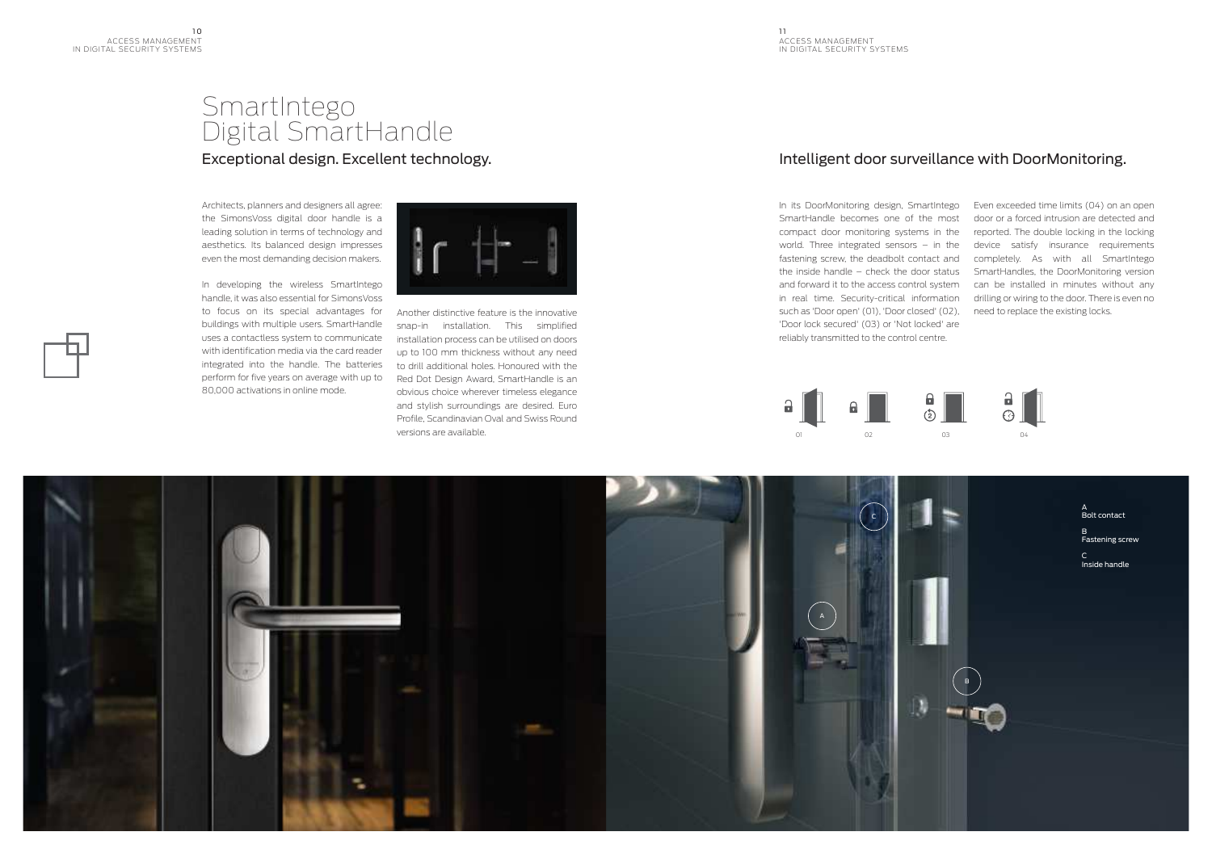# SmartIntego Digital SmartHandle

## Exceptional design. Excellent technology.

Architects, planners and designers all agree: the SimonsVoss digital door handle is a leading solution in terms of technology and aesthetics. Its balanced design impresses even the most demanding decision makers.

In developing the wireless SmartIntego handle, it was also essential for SimonsVoss to focus on its special advantages for buildings with multiple users. SmartHandle uses a contactless system to communicate with identification media via the card reader integrated into the handle. The batteries perform for five years on average with up to 80,000 activations in online mode.

Another distinctive feature is the innovative snap-in installation. This simplified installation process can be utilised on doors up to 100 mm thickness without any need to drill additional holes. Honoured with the Red Dot Design Award, SmartHandle is an obvious choice wherever timeless elegance and stylish surroundings are desired. Euro Profile, Scandinavian Oval and Swiss Round versions are available.

## Intelligent door surveillance with DoorMonitoring.

In its DoorMonitoring design, SmartIntego SmartHandle becomes one of the most compact door monitoring systems in the world. Three integrated sensors – in the fastening screw, the deadbolt contact and the inside handle – check the door status and forward it to the access control system in real time. Security-critical information such as 'Door open' (01), 'Door closed' (02), 'Door lock secured' (03) or 'Not locked' are reliably transmitted to the control centre.

Even exceeded time limits (04) on an open door or a forced intrusion are detected and reported. The double locking in the locking device satisfy insurance requirements completely. As with all SmartIntego SmartHandles, the DoorMonitoring version can be installed in minutes without any drilling or wiring to the door. There is even no need to replace the existing locks.

01 02 03 04

A
Bolt contact

B
Fastening screw

C
Inside handle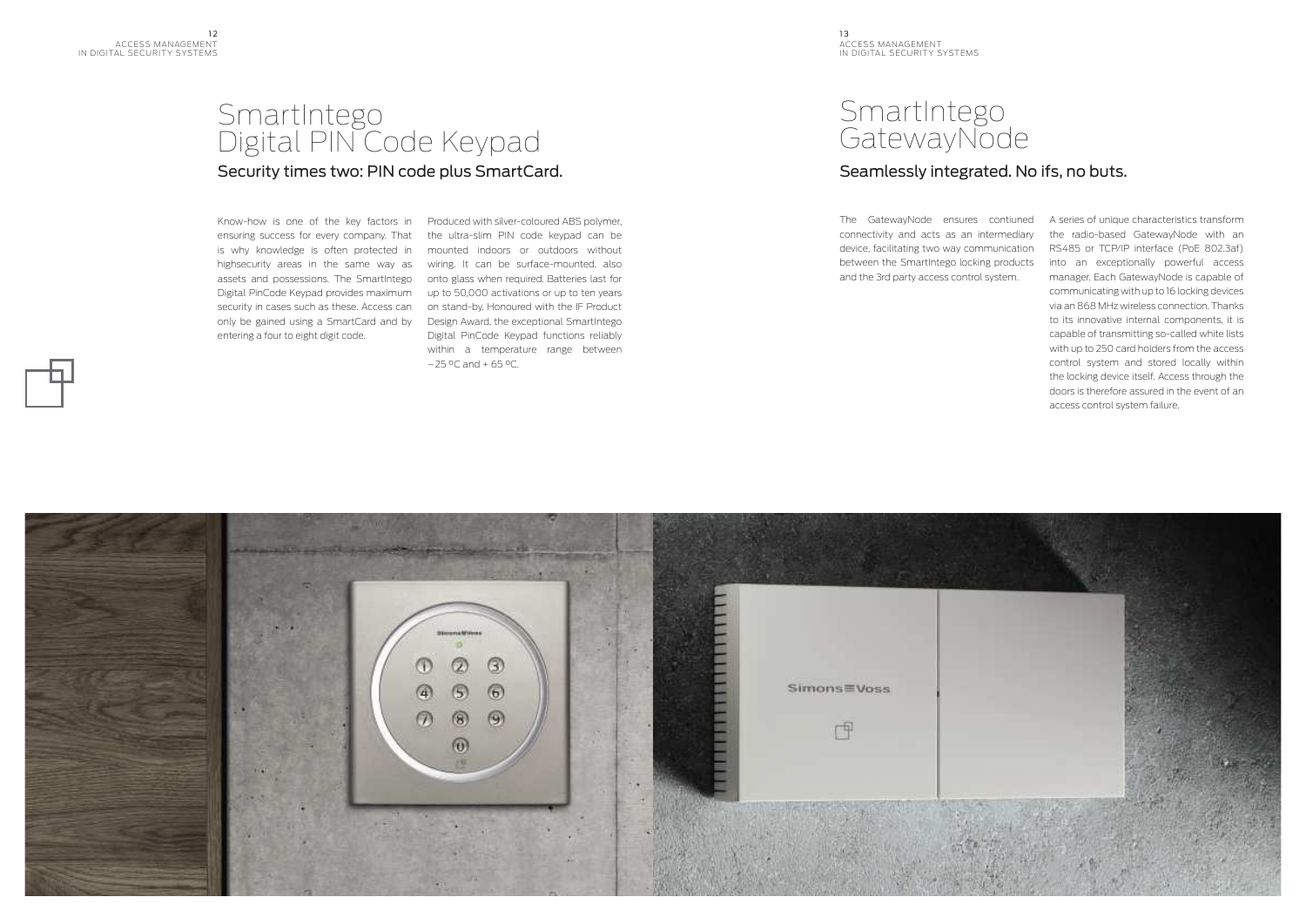# SmartIntego Digital PIN Code Keypad

## Security times two: PIN code plus SmartCard.

Know-how is one of the key factors in ensuring success for every company. That is why knowledge is often protected in highsecurity areas in the same way as assets and possessions. The SmartIntego Digital PinCode Keypad provides maximum security in cases such as these. Access can only be gained using a SmartCard and by entering a four to eight digit code.

Produced with silver-coloured ABS polymer, the ultra-slim PIN code keypad can be mounted indoors or outdoors without wiring. It can be surface-mounted, also onto glass when required. Batteries last for up to 50,000 activations or up to ten years on stand-by. Honoured with the IF Product Design Award, the exceptional SmartIntego Digital PinCode Keypad functions reliably within a temperature range between – 25 ºC and + 65 ºC.

# SmartIntego GatewayNode

## Seamlessly integrated. No ifs, no buts.

The GatewayNode ensures contiuned connectivity and acts as an intermediary device, facilitating two way communication between the SmartIntego locking products and the 3rd party access control system.

A series of unique characteristics transform the radio-based GatewayNode with an RS485 or TCP/IP interface (PoE 802.3af) into an exceptionally powerful access manager. Each GatewayNode is capable of communicating with up to 16 locking devices via an 868 MHz wireless connection. Thanks to its innovative internal components, it is capable of transmitting so-called white lists with up to 250 card holders from the access control system and stored locally within the locking device itself. Access through the doors is therefore assured in the event of an access control system failure.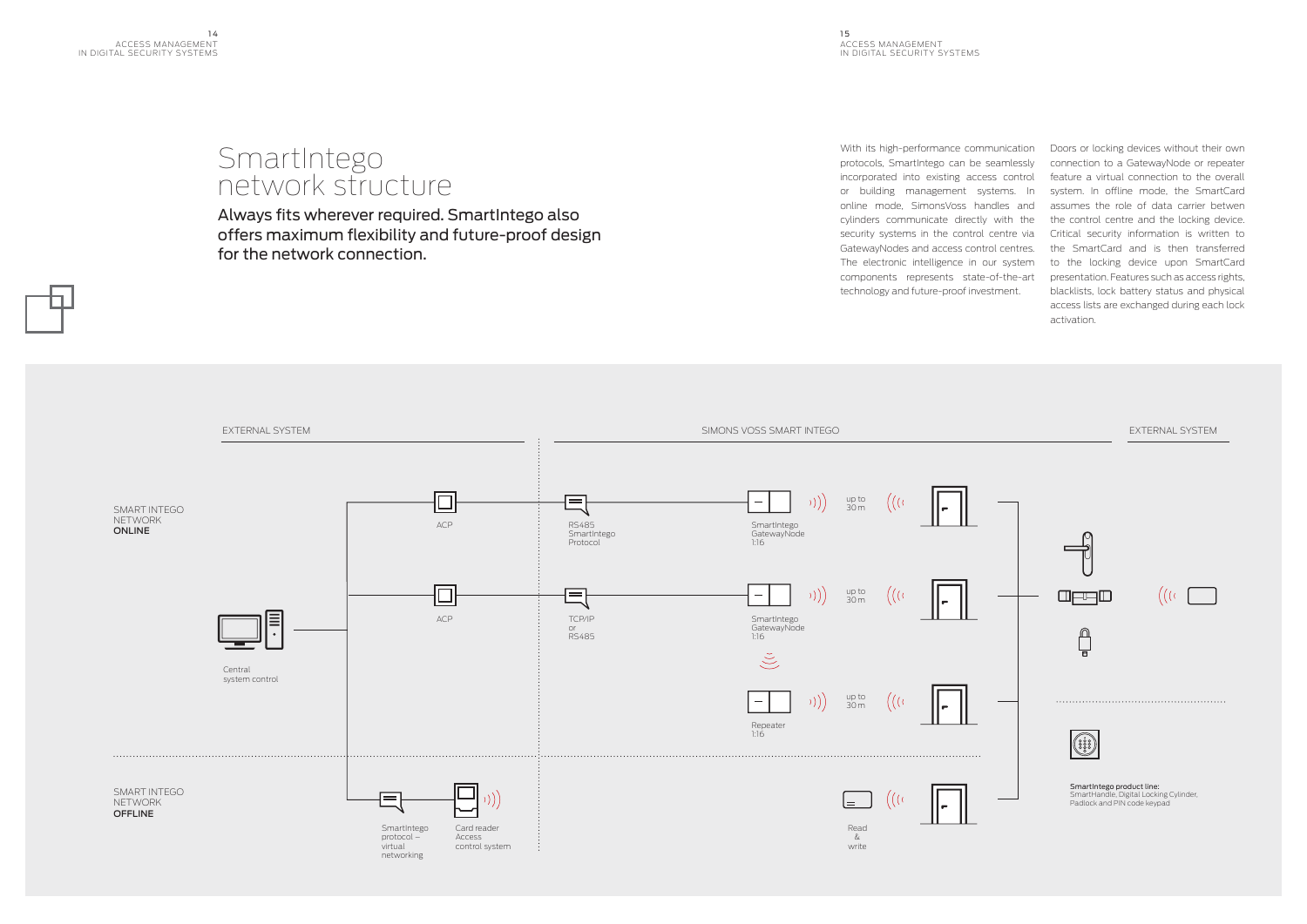# SmartIntego network structure

**Always fits wherever required. SmartIntego also offers maximum flexibility and future-proof design for the network connection.**

With its high-performance communication protocols, SmartIntego can be seamlessly incorporated into existing access control or building management systems. In online mode, SimonsVoss handles and cylinders communicate directly with the security systems in the control centre via GatewayNodes and access control centres. The electronic intelligence in our system components represents state-of-the-art technology and future-proof investment.

Doors or locking devices without their own connection to a GatewayNode or repeater feature a virtual connection to the overall system. In offline mode, the SmartCard assumes the role of data carrier betwen the control centre and the locking device. Critical security information is written to the SmartCard and is then transferred to the locking device upon SmartCard presentation. Features such as access rights, blacklists, lock battery status and physical access lists are exchanged during each lock activation.

EXTERNAL SYSTEM

SIMONS VOSS SMART INTEGO

EXTERNAL SYSTEM

SMART INTEGO NETWORK **ONLINE**

ACP

RS485 SmartIntego Protocol

SmartIntego GatewayNode 1:16

up to 30 m

ACP

TCP/IP or RS485

SmartIntego GatewayNode 1:16

up to 30 m

Central system control

Repeater 1:16

up to 30 m

SMART INTEGO NETWORK **OFFLINE**

SmartIntego protocol – virtual networking

Card reader Access control system

Read & write

**SmartIntego product line:**
SmartHandle, Digital Locking Cylinder, Padlock and PIN code keypad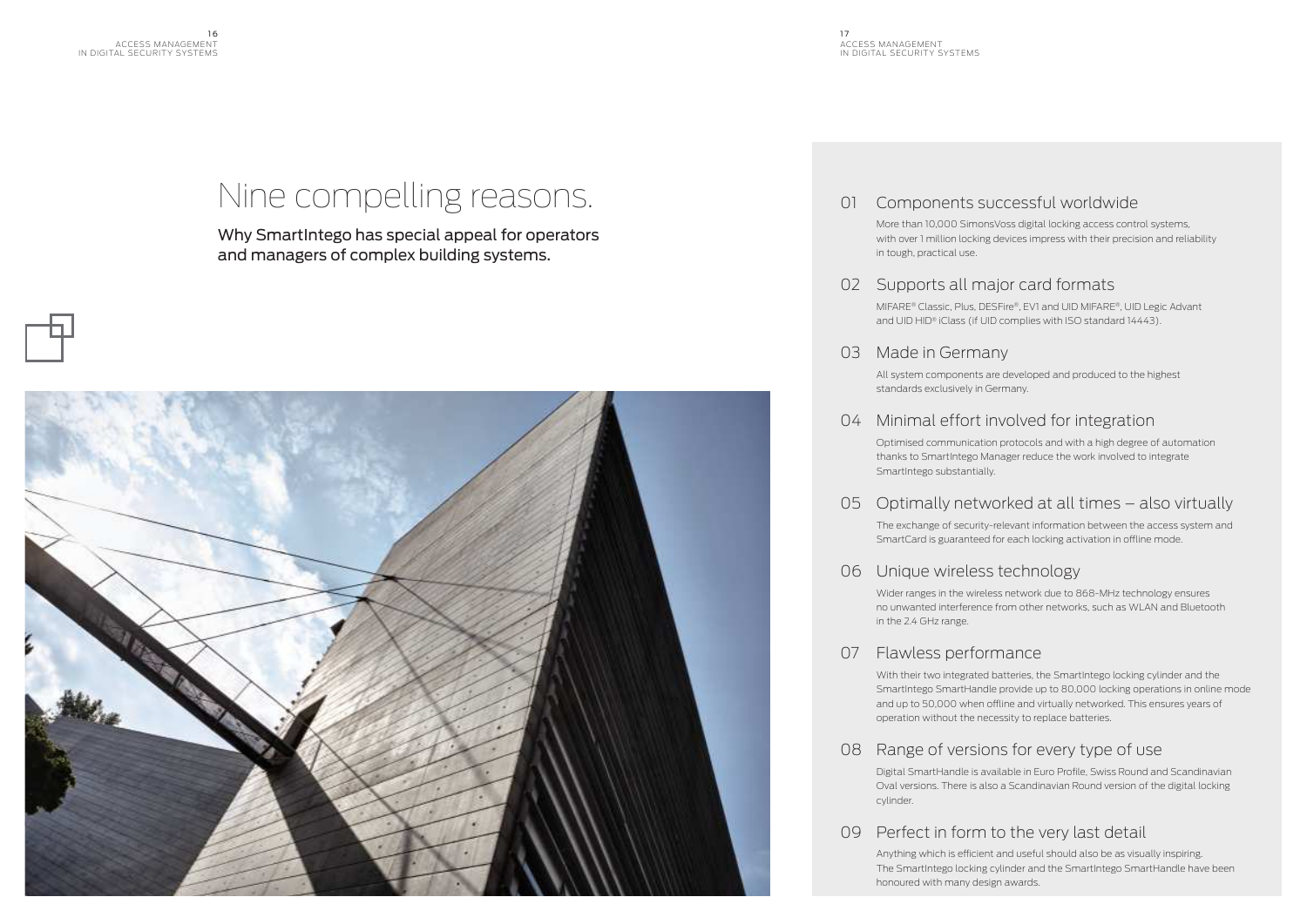# Nine compelling reasons.

**Why SmartIntego has special appeal for operators and managers of complex building systems.**

## 01 Components successful worldwide

More than 10,000 SimonsVoss digital locking access control systems, with over 1 million locking devices impress with their precision and reliability in tough, practical use.

## 02 Supports all major card formats

MIFARE® Classic, Plus, DESFire®, EV1 and UID MIFARE®, UID Legic Advant and UID HID® iClass (if UID complies with ISO standard 14443).

## 03 Made in Germany

All system components are developed and produced to the highest standards exclusively in Germany.

## 04 Minimal effort involved for integration

Optimised communication protocols and with a high degree of automation thanks to SmartIntego Manager reduce the work involved to integrate SmartIntego substantially.

## 05 Optimally networked at all times – also virtually

The exchange of security-relevant information between the access system and SmartCard is guaranteed for each locking activation in offline mode.

## 06 Unique wireless technology

Wider ranges in the wireless network due to 868-MHz technology ensures no unwanted interference from other networks, such as WLAN and Bluetooth in the 2.4 GHz range.

## 07 Flawless performance

With their two integrated batteries, the SmartIntego locking cylinder and the SmartIntego SmartHandle provide up to 80,000 locking operations in online mode and up to 50,000 when offline and virtually networked. This ensures years of operation without the necessity to replace batteries.

## 08 Range of versions for every type of use

Digital SmartHandle is available in Euro Profile, Swiss Round and Scandinavian Oval versions. There is also a Scandinavian Round version of the digital locking cylinder.

## 09 Perfect in form to the very last detail

Anything which is efficient and useful should also be as visually inspiring. The SmartIntego locking cylinder and the SmartIntego SmartHandle have been honoured with many design awards.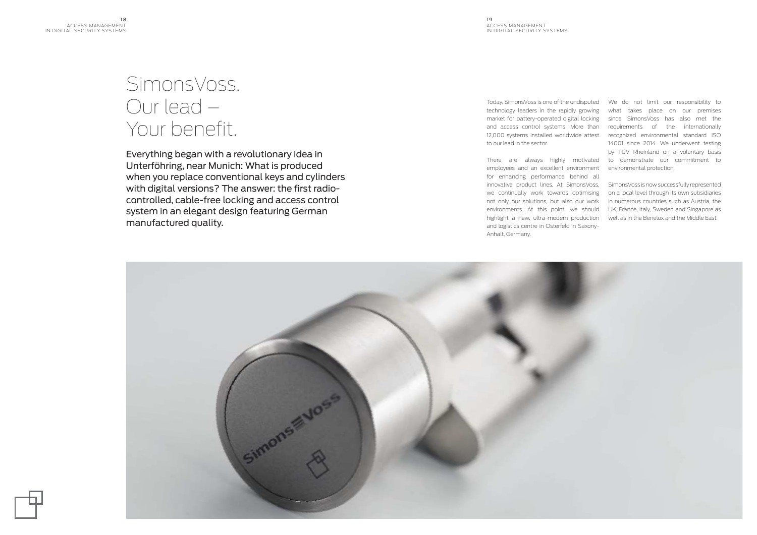# SimonsVoss. Our lead – Your benefit.

Everything began with a revolutionary idea in Unterföhring, near Munich: What is produced when you replace conventional keys and cylinders with digital versions? The answer: the first radio-controlled, cable-free locking and access control system in an elegant design featuring German manufactured quality.

Today, SimonsVoss is one of the undisputed technology leaders in the rapidly growing market for battery-operated digital locking and access control systems. More than 12,000 systems installed worldwide attest to our lead in the sector.

There are always highly motivated employees and an excellent environment for enhancing performance behind all innovative product lines. At SimonsVoss, we continually work towards optimising not only our solutions, but also our work environments. At this point, we should highlight a new, ultra-modern production and logistics centre in Osterfeld in Saxony-Anhalt, Germany.

We do not limit our responsibility to what takes place on our premises since SimonsVoss has also met the requirements of the internationally recognized environmental standard ISO 14001 since 2014. We underwent testing by TÜV Rheinland on a voluntary basis to demonstrate our commitment to environmental protection.

SimonsVoss is now successfully represented on a local level through its own subsidiaries in numerous countries such as Austria, the UK, France, Italy, Sweden and Singapore as well as in the Benelux and the Middle East.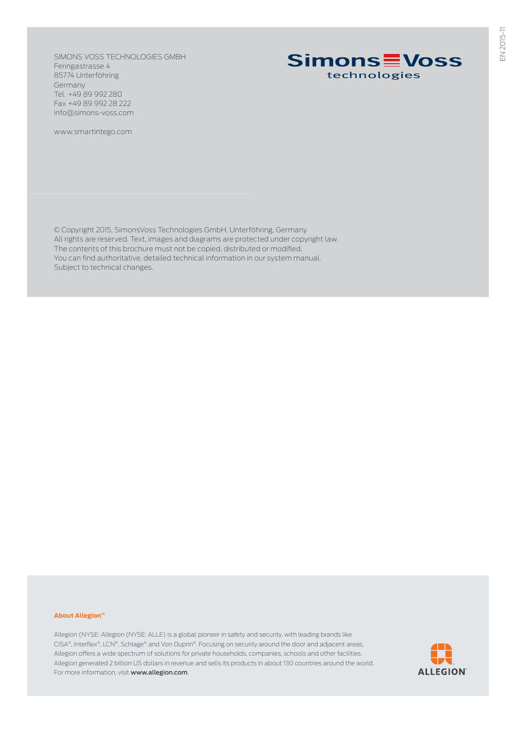SIMONS VOSS TECHNOLOGIES GMBH
Feringastrasse 4
85774 Unterföhring
Germany
Tel. +49 89 992 280
Fax +49 89 992 28 222
info@simons-voss.com

www.smartintego.com

SimonsVoss technologies

EN 2015-11

© Copyright 2015, SimonsVoss Technologies GmbH, Unterföhring, Germany
All rights are reserved. Text, images and diagrams are protected under copyright law.
The contents of this brochure must not be copied, distributed or modified.
You can find authoritative, detailed technical information in our system manual.
Subject to technical changes.

**About Allegion™**

Allegion (NYSE: Allegion (NYSE: ALLE) is a global pioneer in safety and security, with leading brands like CISA®, Interflex®, LCN®, Schlage® and Von Duprin®. Focusing on security around the door and adjacent areas, Allegion offers a wide spectrum of solutions for private households, companies, schools and other facilities. Allegion generated 2 billion US dollars in revenue and sells its products in about 130 countries around the world. For more information, visit **www.allegion.com**.

ALLEGION™